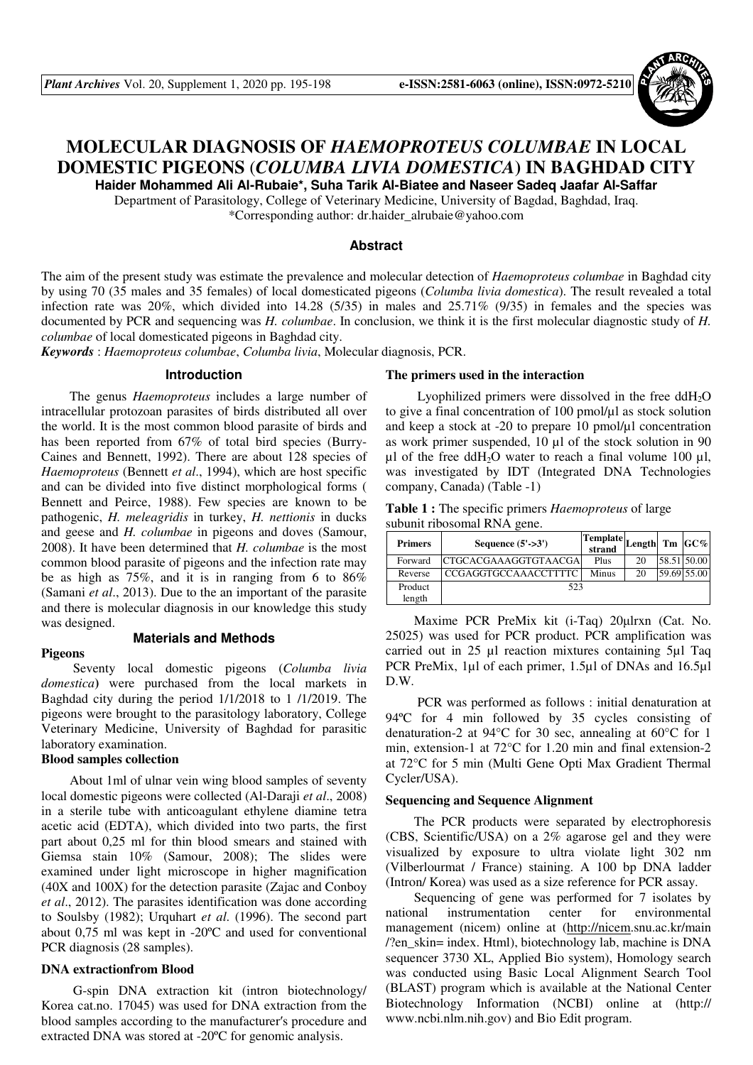# MOLECULAR DIAGNOSIS OF *HAEMOPROTEUS COLUMBAE* IN LOCAL DOMESTIC PIGEONS (*COLUMBA LIVIA DOMESTICA*) IN BAGHDAD CITY

**Haider Mohammed Ali Al-Rubaie\*, Suha Tarik Al-Biatee and Naseer Sadeq Jaafar Al-Saffar**

Department of Parasitology, College of Veterinary Medicine, University of Bagdad, Baghdad, Iraq.
\*Corresponding author: dr.haider_alrubaie@yahoo.com

## Abstract

The aim of the present study was estimate the prevalence and molecular detection of *Haemoproteus columbae* in Baghdad city by using 70 (35 males and 35 females) of local domesticated pigeons (*Columba livia domestica*). The result revealed a total infection rate was 20%, which divided into 14.28 (5/35) in males and 25.71% (9/35) in females and the species was documented by PCR and sequencing was *H. columbae*. In conclusion, we think it is the first molecular diagnostic study of *H. columbae* of local domesticated pigeons in Baghdad city.

***Keywords*** : *Haemoproteus columbae*, *Columba livia*, Molecular diagnosis, PCR.

## Introduction

The genus *Haemoproteus* includes a large number of intracellular protozoan parasites of birds distributed all over the world. It is the most common blood parasite of birds and has been reported from 67% of total bird species (Burry-Caines and Bennett, 1992). There are about 128 species of *Haemoproteus* (Bennett *et al*., 1994), which are host specific and can be divided into five distinct morphological forms ( Bennett and Peirce, 1988). Few species are known to be pathogenic, *H. meleagridis* in turkey, *H. nettionis* in ducks and geese and *H. columbae* in pigeons and doves (Samour, 2008). It have been determined that *H. columbae* is the most common blood parasite of pigeons and the infection rate may be as high as 75%, and it is in ranging from 6 to 86% (Samani *et al*., 2013). Due to the an important of the parasite and there is molecular diagnosis in our knowledge this study was designed.

## Materials and Methods

### Pigeons

Seventy local domestic pigeons (*Columba livia domestica*) were purchased from the local markets in Baghdad city during the period 1/1/2018 to 1 /1/2019. The pigeons were brought to the parasitology laboratory, College Veterinary Medicine, University of Baghdad for parasitic laboratory examination.

### Blood samples collection

About 1ml of ulnar vein wing blood samples of seventy local domestic pigeons were collected (Al-Daraji *et al*., 2008) in a sterile tube with anticoagulant ethylene diamine tetra acetic acid (EDTA), which divided into two parts, the first part about 0,25 ml for thin blood smears and stained with Giemsa stain 10% (Samour, 2008); The slides were examined under light microscope in higher magnification (40X and 100X) for the detection parasite (Zajac and Conboy *et al*., 2012). The parasites identification was done according to Soulsby (1982); Urquhart *et al*. (1996). The second part about 0,75 ml was kept in -20ºC and used for conventional PCR diagnosis (28 samples).

### DNA extractionfrom Blood

G-spin DNA extraction kit (intron biotechnology/ Korea cat.no. 17045) was used for DNA extraction from the blood samples according to the manufacturer′s procedure and extracted DNA was stored at -20ºC for genomic analysis.

### The primers used in the interaction

Lyophilized primers were dissolved in the free $ddH_2O$ to give a final concentration of 100 pmol/µl as stock solution and keep a stock at -20 to prepare 10 pmol/µl concentration as work primer suspended, 10 µl of the stock solution in 90 µl of the free $ddH_2O$ water to reach a final volume 100 µl, was investigated by IDT (Integrated DNA Technologies company, Canada) (Table -1)

**Table 1 :** The specific primers *Haemoproteus* of large subunit ribosomal RNA gene.

| Primers | Sequence (5'->3') | Template strand | Length | Tm | GC% |
|---|---|---|---|---|---|
| Forward | CTGCACGAAAGGTGTAACGA | Plus | 20 | 58.51 | 50.00 |
| Reverse | CCGAGGTGCCAAACCTTTTC | Minus | 20 | 59.69 | 55.00 |
| Product length | 523 | | | | |

Maxime PCR PreMix kit (i-Taq) 20µlrxn (Cat. No. 25025) was used for PCR product. PCR amplification was carried out in 25 µl reaction mixtures containing 5µl Taq PCR PreMix, 1µl of each primer, 1.5µl of DNAs and 16.5µl D.W.

PCR was performed as follows : initial denaturation at 94ºC for 4 min followed by 35 cycles consisting of denaturation-2 at 94°C for 30 sec, annealing at 60°C for 1 min, extension-1 at 72°C for 1.20 min and final extension-2 at 72°C for 5 min (Multi Gene Opti Max Gradient Thermal Cycler/USA).

### Sequencing and Sequence Alignment

The PCR products were separated by electrophoresis (CBS, Scientific/USA) on a 2% agarose gel and they were visualized by exposure to ultra violate light 302 nm (Vilberlourmat / France) staining. A 100 bp DNA ladder (Intron/ Korea) was used as a size reference for PCR assay.

Sequencing of gene was performed for 7 isolates by national instrumentation center for environmental management (nicem) online at (http://nicem.snu.ac.kr/main /?en_skin= index. Html), biotechnology lab, machine is DNA sequencer 3730 XL, Applied Bio system), Homology search was conducted using Basic Local Alignment Search Tool (BLAST) program which is available at the National Center Biotechnology Information (NCBI) online at (http:// www.ncbi.nlm.nih.gov) and Bio Edit program.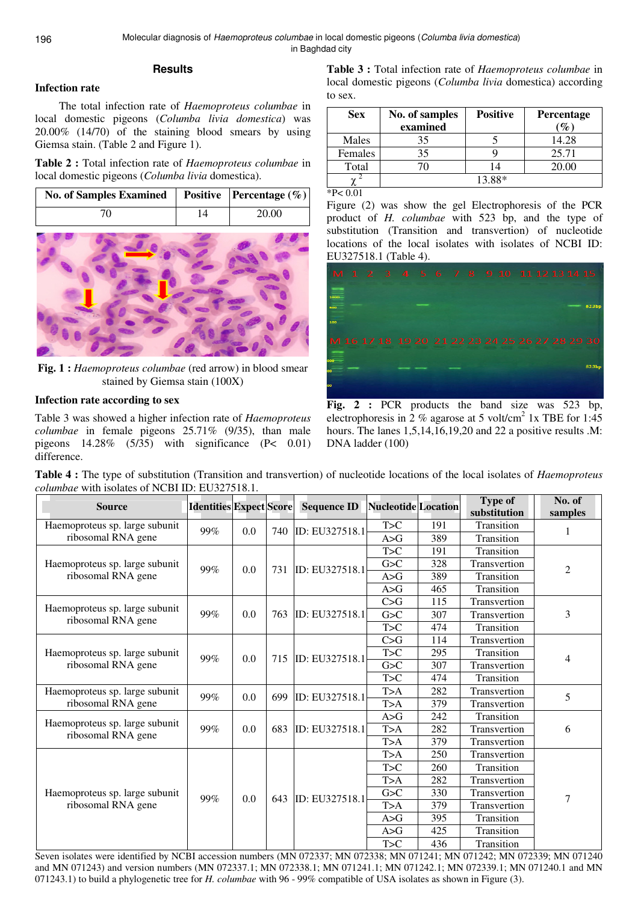## Results

### Infection rate

The total infection rate of *Haemoproteus columbae* in local domestic pigeons (*Columba livia domestica*) was 20.00% (14/70) of the staining blood smears by using Giemsa stain. (Table 2 and Figure 1).

**Table 2 :** Total infection rate of *Haemoproteus columbae* in local domestic pigeons (*Columba livia* domestica).

| No. of Samples Examined | Positive | Percentage (%) |
|---|---|---|
| 70 | 14 | 20.00 |

**Fig. 1 :** *Haemoproteus columbae* (red arrow) in blood smear stained by Giemsa stain (100X)

### Infection rate according to sex

Table 3 was showed a higher infection rate of *Haemoproteus columbae* in female pigeons 25.71% (9/35), than male pigeons 14.28% (5/35) with significance (P< 0.01) difference.

**Table 3 :** Total infection rate of *Haemoproteus columbae* in local domestic pigeons (*Columba livia* domestica) according to sex.

| Sex | No. of samples examined | Positive | Percentage (%) |
|---|---|---|---|
| Males | 35 | 5 | 14.28 |
| Females | 35 | 9 | 25.71 |
| Total | 70 | 14 | 20.00 |
| $\chi^2$ | 13.88* | | |

*P< 0.01

Figure (2) was show the gel Electrophoresis of the PCR product of *H. columbae* with 523 bp, and the type of substitution (Transition and transversion) of nucleotide locations of the local isolates with isolates of NCBI ID: EU327518.1 (Table 4).

**Fig. 2 :** PCR products the band size was 523 bp, electrophoresis in 2 % agarose at 5 volt/cm$^2$ 1x TBE for 1:45 hours. The lanes 1,5,14,16,19,20 and 22 a positive results .M: DNA ladder (100)

**Table 4 :** The type of substitution (Transition and transvertion) of nucleotide locations of the local isolates of *Haemoproteus columbae* with isolates of NCBI ID: EU327518.1.

| Source | Identities | Expect | Score | Sequence ID | Nucleotide | Location | Type of substitution | No. of samples |
|---|---|---|---|---|---|---|---|---|
| Haemoproteus sp. large subunit ribosomal RNA gene | 99% | 0.0 | 740 | ID: EU327518.1 | T>C | 191 | Transition | 1 |
| | | | | | A>G | 389 | Transition | |
| Haemoproteus sp. large subunit ribosomal RNA gene | 99% | 0.0 | 731 | ID: EU327518.1 | T>C | 191 | Transition | 2 |
| | | | | | G>C | 328 | Transvertion | |
| | | | | | A>G | 389 | Transition | |
| | | | | | A>G | 465 | Transition | |
| Haemoproteus sp. large subunit ribosomal RNA gene | 99% | 0.0 | 763 | ID: EU327518.1 | C>G | 115 | Transvertion | 3 |
| | | | | | G>C | 307 | Transvertion | |
| | | | | | T>C | 474 | Transition | |
| Haemoproteus sp. large subunit ribosomal RNA gene | 99% | 0.0 | 715 | ID: EU327518.1 | C>G | 114 | Transvertion | 4 |
| | | | | | T>C | 295 | Transition | |
| | | | | | G>C | 307 | Transvertion | |
| | | | | | T>C | 474 | Transition | |
| Haemoproteus sp. large subunit ribosomal RNA gene | 99% | 0.0 | 699 | ID: EU327518.1 | T>A | 282 | Transvertion | 5 |
| | | | | | T>A | 379 | Transvertion | |
| Haemoproteus sp. large subunit ribosomal RNA gene | 99% | 0.0 | 683 | ID: EU327518.1 | A>G | 242 | Transition | 6 |
| | | | | | T>A | 282 | Transvertion | |
| | | | | | T>A | 379 | Transvertion | |
| Haemoproteus sp. large subunit ribosomal RNA gene | 99% | 0.0 | 643 | ID: EU327518.1 | T>A | 250 | Transvertion | 7 |
| | | | | | T>C | 260 | Transition | |
| | | | | | T>A | 282 | Transvertion | |
| | | | | | G>C | 330 | Transvertion | |
| | | | | | T>A | 379 | Transvertion | |
| | | | | | A>G | 395 | Transition | |
| | | | | | A>G | 425 | Transition | |
| | | | | | T>C | 436 | Transition | |

Seven isolates were identified by NCBI accession numbers (MN 072337; MN 072338; MN 071241; MN 071242; MN 072339; MN 071240 and MN 071243) and version numbers (MN 072337.1; MN 072338.1; MN 071241.1; MN 071242.1; MN 072339.1; MN 071240.1 and MN 071243.1) to build a phylogenetic tree for *H. columbae* with 96 - 99% compatible of USA isolates as shown in Figure (3).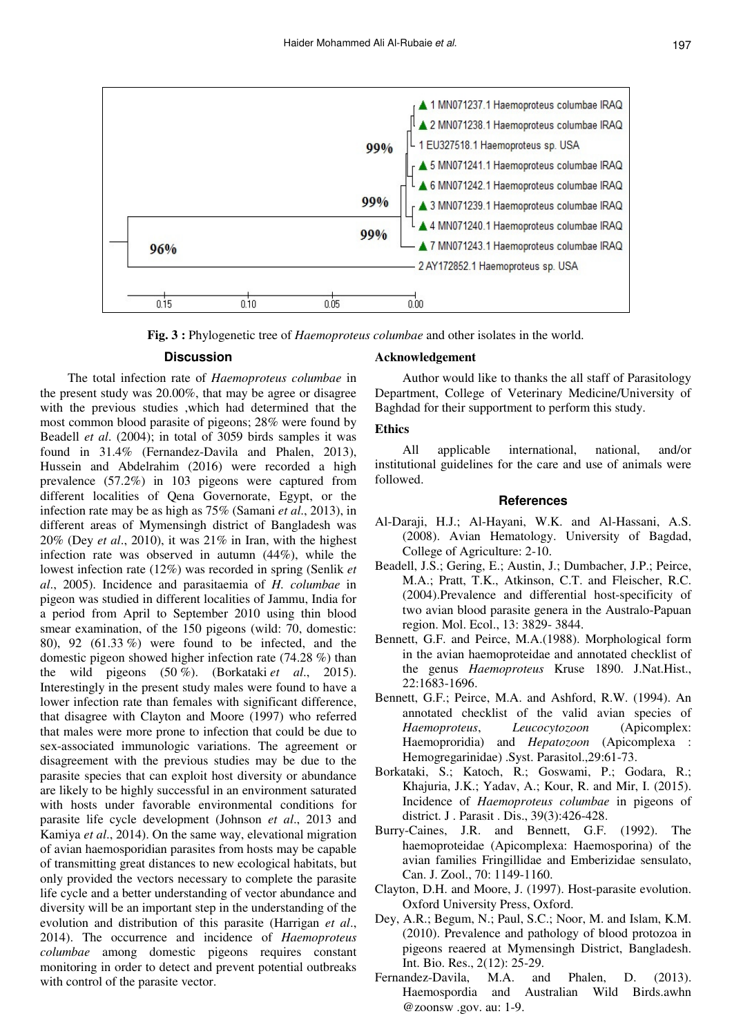**Fig. 3 :** Phylogenetic tree of *Haemoproteus columbae* and other isolates in the world.

## Discussion

The total infection rate of *Haemoproteus columbae* in the present study was 20.00%, that may be agree or disagree with the previous studies ,which had determined that the most common blood parasite of pigeons; 28% were found by Beadell *et al*. (2004); in total of 3059 birds samples it was found in 31.4% (Fernandez-Davila and Phalen, 2013), Hussein and Abdelrahim (2016) were recorded a high prevalence (57.2%) in 103 pigeons were captured from different localities of Qena Governorate, Egypt, or the infection rate may be as high as 75% (Samani *et al*., 2013), in different areas of Mymensingh district of Bangladesh was 20% (Dey *et al*., 2010), it was 21% in Iran, with the highest infection rate was observed in autumn (44%), while the lowest infection rate (12%) was recorded in spring (Senlik *et al*., 2005). Incidence and parasitaemia of *H. columbae* in pigeon was studied in different localities of Jammu, India for a period from April to September 2010 using thin blood smear examination, of the 150 pigeons (wild: 70, domestic: 80), 92 (61.33 %) were found to be infected, and the domestic pigeon showed higher infection rate (74.28 %) than the wild pigeons (50 %). (Borkataki *et al*., 2015). Interestingly in the present study males were found to have a lower infection rate than females with significant difference, that disagree with Clayton and Moore (1997) who referred that males were more prone to infection that could be due to sex-associated immunologic variations. The agreement or disagreement with the previous studies may be due to the parasite species that can exploit host diversity or abundance are likely to be highly successful in an environment saturated with hosts under favorable environmental conditions for parasite life cycle development (Johnson *et al*., 2013 and Kamiya *et al*., 2014). On the same way, elevational migration of avian haemosporidian parasites from hosts may be capable of transmitting great distances to new ecological habitats, but only provided the vectors necessary to complete the parasite life cycle and a better understanding of vector abundance and diversity will be an important step in the understanding of the evolution and distribution of this parasite (Harrigan *et al*., 2014). The occurrence and incidence of *Haemoproteus columbae* among domestic pigeons requires constant monitoring in order to detect and prevent potential outbreaks with control of the parasite vector.

## Acknowledgement

Author would like to thanks the all staff of Parasitology Department, College of Veterinary Medicine/University of Baghdad for their supportment to perform this study.

## Ethics

All applicable international, national, and/or institutional guidelines for the care and use of animals were followed.

## References

Al-Daraji, H.J.; Al-Hayani, W.K. and Al-Hassani, A.S. (2008). Avian Hematology. University of Bagdad, College of Agriculture: 2-10.

Beadell, J.S.; Gering, E.; Austin, J.; Dumbacher, J.P.; Peirce, M.A.; Pratt, T.K., Atkinson, C.T. and Fleischer, R.C. (2004).Prevalence and differential host-specificity of two avian blood parasite genera in the Australo-Papuan region. Mol. Ecol., 13: 3829- 3844.

Bennett, G.F. and Peirce, M.A.(1988). Morphological form in the avian haemoproteidae and annotated checklist of the genus *Haemoproteus* Kruse 1890. J.Nat.Hist., 22:1683-1696.

Bennett, G.F.; Peirce, M.A. and Ashford, R.W. (1994). An annotated checklist of the valid avian species of *Haemoproteus*, *Leucocytozoon* (Apicomplex: Haemoproridia) and *Hepatozoon* (Apicomplexa : Hemogregarinidae) .Syst. Parasitol.,29:61-73.

Borkataki, S.; Katoch, R.; Goswami, P.; Godara, R.; Khajuria, J.K.; Yadav, A.; Kour, R. and Mir, I. (2015). Incidence of *Haemoproteus columbae* in pigeons of district. J . Parasit . Dis., 39(3):426-428.

Burry-Caines, J.R. and Bennett, G.F. (1992). The haemoproteidae (Apicomplexa: Haemosporina) of the avian families Fringillidae and Emberizidae sensulato, Can. J. Zool., 70: 1149-1160.

Clayton, D.H. and Moore, J. (1997). Host-parasite evolution. Oxford University Press, Oxford.

Dey, A.R.; Begum, N.; Paul, S.C.; Noor, M. and Islam, K.M. (2010). Prevalence and pathology of blood protozoa in pigeons reaered at Mymensingh District, Bangladesh. Int. Bio. Res., 2(12): 25-29.

Fernandez-Davila, M.A. and Phalen, D. (2013). Haemospordia and Australian Wild Birds.awhn @zoonsw .gov. au: 1-9.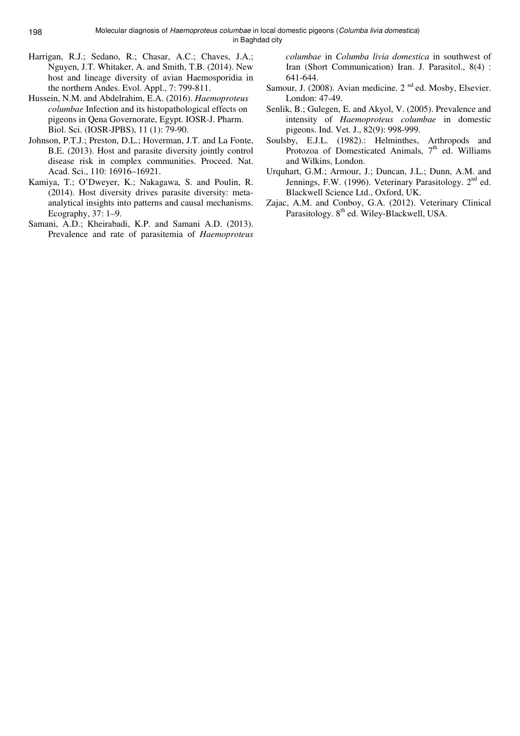Harrigan, R.J.; Sedano, R.; Chasar, A.C.; Chaves, J.A.; Nguyen, J.T. Whitaker, A. and Smith, T.B. (2014). New host and lineage diversity of avian Haemosporidia in the northern Andes. Evol. Appl., 7: 799-811.

Hussein, N.M. and Abdelrahim, E.A. (2016). *Haemoproteus columbae* Infection and its histopathological effects on pigeons in Qena Governorate, Egypt. IOSR-J. Pharm. Biol. Sci. (IOSR-JPBS), 11 (1): 79-90.

Johnson, P.T.J.; Preston, D.L.; Hoverman, J.T. and La Fonte, B.E. (2013). Host and parasite diversity jointly control disease risk in complex communities. Proceed. Nat. Acad. Sci., 110: 16916–16921.

Kamiya, T.; O'Dweyer, K.; Nakagawa, S. and Poulin, R. (2014). Host diversity drives parasite diversity: meta-analytical insights into patterns and causal mechanisms. Ecography, 37: 1–9.

Samani, A.D.; Kheirabadi, K.P. and Samani A.D. (2013). Prevalence and rate of parasitemia of *Haemoproteus columbae* in *Columba livia domestica* in southwest of Iran (Short Communication) Iran. J. Parasitol., 8(4) : 641-644.

Samour, J. (2008). Avian medicine. 2 nd ed. Mosby, Elsevier. London: 47-49.

Senlik, B.; Gulegen, E. and Akyol, V. (2005). Prevalence and intensity of *Haemoproteus columbae* in domestic pigeons. Ind. Vet. J., 82(9): 998-999.

Soulsby, E.J.L. (1982).: Helminthes, Arthropods and Protozoa of Domesticated Animals, 7th ed. Williams and Wilkins, London.

Urquhart, G.M.; Armour, J.; Duncan, J.L.; Dunn, A.M. and Jennings, F.W. (1996). Veterinary Parasitology. 2nd ed. Blackwell Science Ltd., Oxford, UK.

Zajac, A.M. and Conboy, G.A. (2012). Veterinary Clinical Parasitology. 8th ed. Wiley-Blackwell, USA.